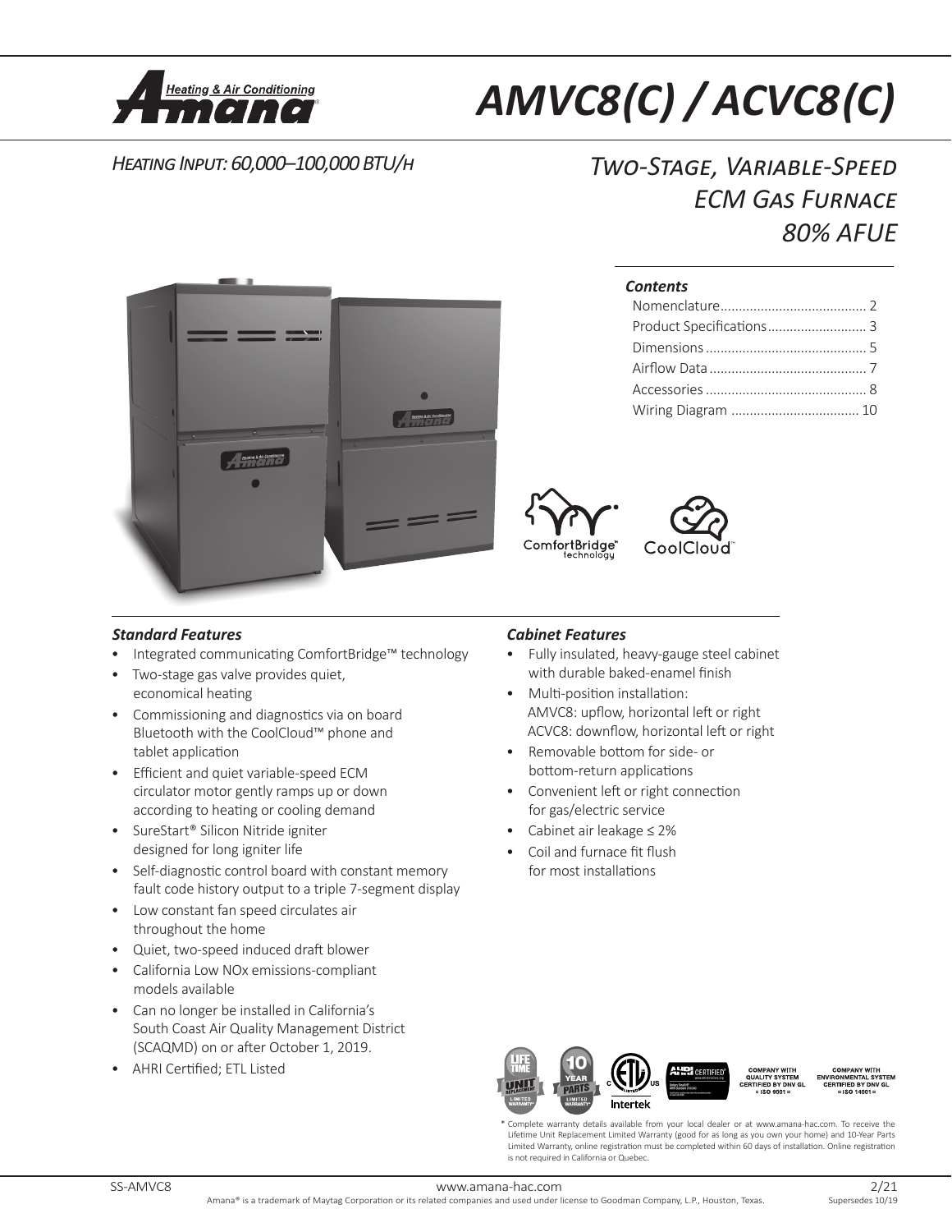# AMVC8(C) / ACVC8(C)

*Heating Input: 60,000–100,000 BTU/h*

## *Two-Stage, Variable-Speed ECM Gas Furnace 80% AFUE*

### *Contents*

- Nomenclature ........................................ 2
- Product Specifications ........................... 3
- Dimensions ............................................ 5
- Airflow Data ........................................... 7
- Accessories ............................................ 8
- Wiring Diagram ................................... 10

ComfortBridge™ technology

CoolCloud™

### *Standard Features*

- Integrated communicating ComfortBridge™ technology
- Two-stage gas valve provides quiet, economical heating
- Commissioning and diagnostics via on board Bluetooth with the CoolCloud™ phone and tablet application
- Efficient and quiet variable-speed ECM circulator motor gently ramps up or down according to heating or cooling demand
- SureStart® Silicon Nitride igniter designed for long igniter life
- Self-diagnostic control board with constant memory fault code history output to a triple 7-segment display
- Low constant fan speed circulates air throughout the home
- Quiet, two-speed induced draft blower
- California Low NOx emissions-compliant models available
- Can no longer be installed in California's South Coast Air Quality Management District (SCAQMD) on or after October 1, 2019.
- AHRI Certified; ETL Listed

### *Cabinet Features*

- Fully insulated, heavy-gauge steel cabinet with durable baked-enamel finish
- Multi-position installation:
  AMVC8: upflow, horizontal left or right
  ACVC8: downflow, horizontal left or right
- Removable bottom for side- or bottom-return applications
- Convenient left or right connection for gas/electric service
- Cabinet air leakage ≤ 2%
- Coil and furnace fit flush for most installations

LIFETIME UNIT REPLACEMENT LIMITED WARRANTY* | 10 YEAR PARTS LIMITED WARRANTY* | ETL Listed Intertek | AHRI CERTIFIED | COMPANY WITH QUALITY SYSTEM CERTIFIED BY DNV GL = ISO 9001 = | COMPANY WITH ENVIRONMENTAL SYSTEM CERTIFIED BY DNV GL = ISO 14001 =

\* Complete warranty details available from your local dealer or at www.amana-hac.com. To receive the Lifetime Unit Replacement Limited Warranty (good for as long as you own your home) and 10-Year Parts Limited Warranty, online registration must be completed within 60 days of installation. Online registration is not required in California or Quebec.

SS-AMVC8 | www.amana-hac.com | 2/21 Supersedes 10/19

Amana® is a trademark of Maytag Corporation or its related companies and used under license to Goodman Company, L.P., Houston, Texas.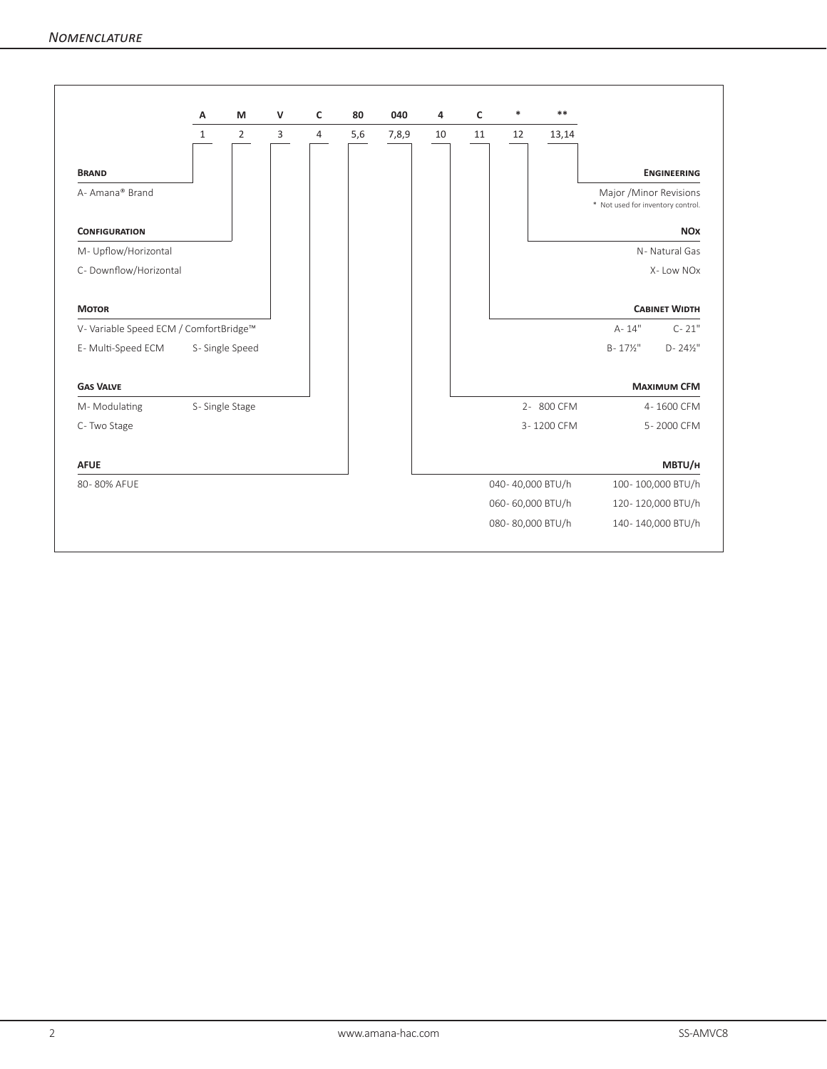## Nomenclature

| A | M | V | C | 80 | 040 | 4 | C | * | ** |
|---|---|---|---|---|---|---|---|---|---|
| 1 | 2 | 3 | 4 | 5,6 | 7,8,9 | 10 | 11 | 12 | 13,14 |

**Brand**

A- Amana® Brand

**Configuration**

M- Upflow/Horizontal

C- Downflow/Horizontal

**Motor**

V- Variable Speed ECM / ComfortBridge™

E- Multi-Speed ECM

S- Single Speed

**Gas Valve**

M- Modulating

S- Single Stage

C- Two Stage

**AFUE**

80- 80% AFUE

**Engineering**

Major /Minor Revisions

* Not used for inventory control.

**NOx**

N- Natural Gas

X- Low NOx

**Cabinet Width**

A- 14"

C- 21"

B- 17½"

D- 24½"

**Maximum CFM**

2- 800 CFM

4- 1600 CFM

3- 1200 CFM

5- 2000 CFM

**MBTU/h**

040- 40,000 BTU/h

100- 100,000 BTU/h

060- 60,000 BTU/h

120- 120,000 BTU/h

080- 80,000 BTU/h

140- 140,000 BTU/h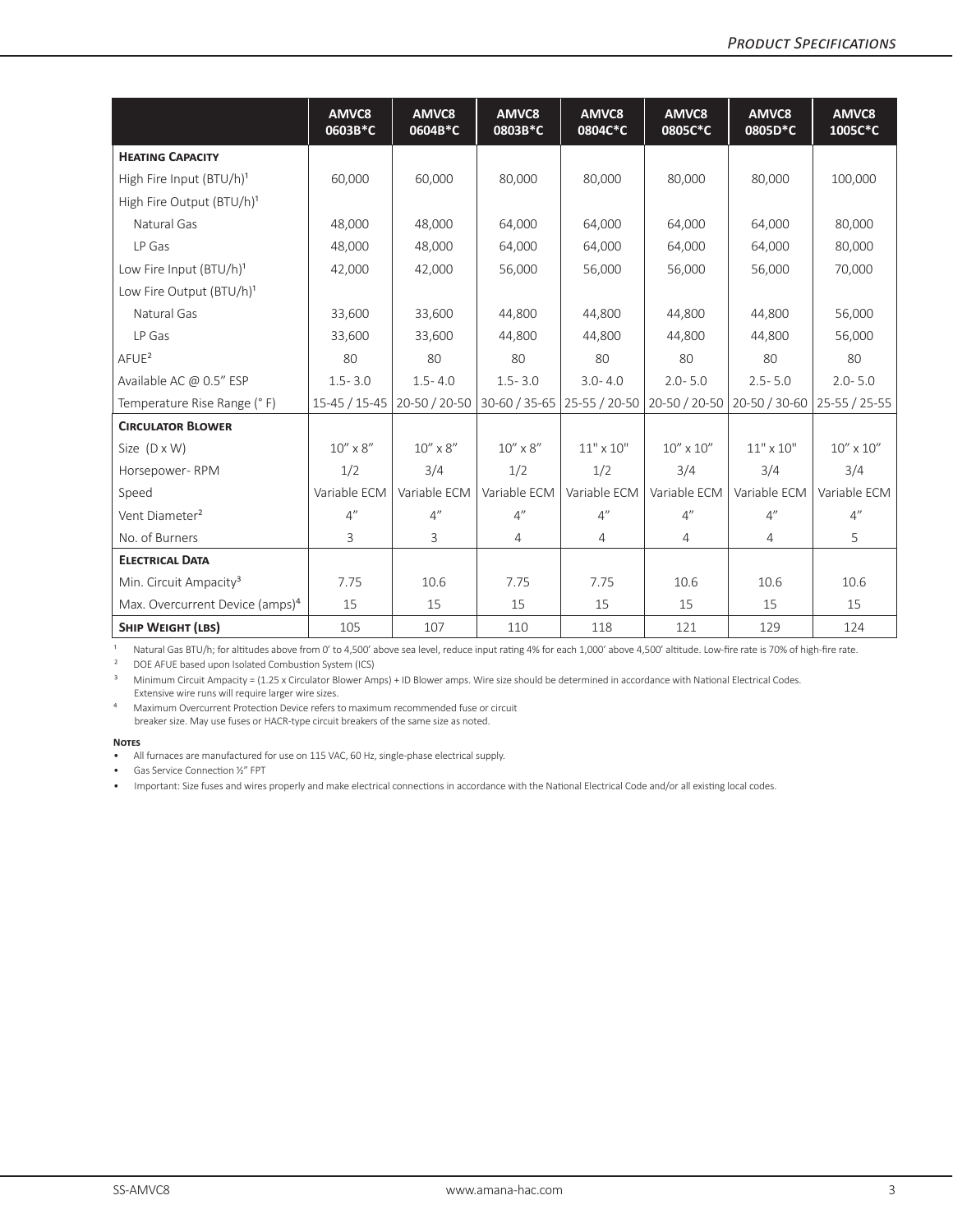| | AMVC8 0603B*C | AMVC8 0604B*C | AMVC8 0803B*C | AMVC8 0804C*C | AMVC8 0805C*C | AMVC8 0805D*C | AMVC8 1005C*C |
|---|---|---|---|---|---|---|---|
| **Heating Capacity** | | | | | | | |
| High Fire Input (BTU/h)[1] | 60,000 | 60,000 | 80,000 | 80,000 | 80,000 | 80,000 | 100,000 |
| High Fire Output (BTU/h)[1] | | | | | | | |
| Natural Gas | 48,000 | 48,000 | 64,000 | 64,000 | 64,000 | 64,000 | 80,000 |
| LP Gas | 48,000 | 48,000 | 64,000 | 64,000 | 64,000 | 64,000 | 80,000 |
| Low Fire Input (BTU/h)[1] | 42,000 | 42,000 | 56,000 | 56,000 | 56,000 | 56,000 | 70,000 |
| Low Fire Output (BTU/h)[1] | | | | | | | |
| Natural Gas | 33,600 | 33,600 | 44,800 | 44,800 | 44,800 | 44,800 | 56,000 |
| LP Gas | 33,600 | 33,600 | 44,800 | 44,800 | 44,800 | 44,800 | 56,000 |
| AFUE[2] | 80 | 80 | 80 | 80 | 80 | 80 | 80 |
| Available AC @ 0.5" ESP | 1.5- 3.0 | 1.5- 4.0 | 1.5- 3.0 | 3.0- 4.0 | 2.0- 5.0 | 2.5- 5.0 | 2.0- 5.0 |
| Temperature Rise Range (° F) | 15-45 / 15-45 | 20-50 / 20-50 | 30-60 / 35-65 | 25-55 / 20-50 | 20-50 / 20-50 | 20-50 / 30-60 | 25-55 / 25-55 |
| **Circulator Blower** | | | | | | | |
| Size (D x W) | 10" x 8" | 10" x 8" | 10" x 8" | 11" x 10" | 10" x 10" | 11" x 10" | 10" x 10" |
| Horsepower- RPM | 1/2 | 3/4 | 1/2 | 1/2 | 3/4 | 3/4 | 3/4 |
| Speed | Variable ECM | Variable ECM | Variable ECM | Variable ECM | Variable ECM | Variable ECM | Variable ECM |
| Vent Diameter[2] | 4" | 4" | 4" | 4" | 4" | 4" | 4" |
| No. of Burners | 3 | 3 | 4 | 4 | 4 | 4 | 5 |
| **Electrical Data** | | | | | | | |
| Min. Circuit Ampacity[3] | 7.75 | 10.6 | 7.75 | 7.75 | 10.6 | 10.6 | 10.6 |
| Max. Overcurrent Device (amps)[4] | 15 | 15 | 15 | 15 | 15 | 15 | 15 |
| **Ship Weight (lbs)** | 105 | 107 | 110 | 118 | 121 | 129 | 124 |

[1] Natural Gas BTU/h; for altitudes above from 0' to 4,500' above sea level, reduce input rating 4% for each 1,000' above 4,500' altitude. Low-fire rate is 70% of high-fire rate.

[2] DOE AFUE based upon Isolated Combustion System (ICS)

[3] Minimum Circuit Ampacity = (1.25 x Circulator Blower Amps) + ID Blower amps. Wire size should be determined in accordance with National Electrical Codes. Extensive wire runs will require larger wire sizes.

[4] Maximum Overcurrent Protection Device refers to maximum recommended fuse or circuit breaker size. May use fuses or HACR-type circuit breakers of the same size as noted.

**Notes**

- All furnaces are manufactured for use on 115 VAC, 60 Hz, single-phase electrical supply.
- Gas Service Connection ½" FPT
- Important: Size fuses and wires properly and make electrical connections in accordance with the National Electrical Code and/or all existing local codes.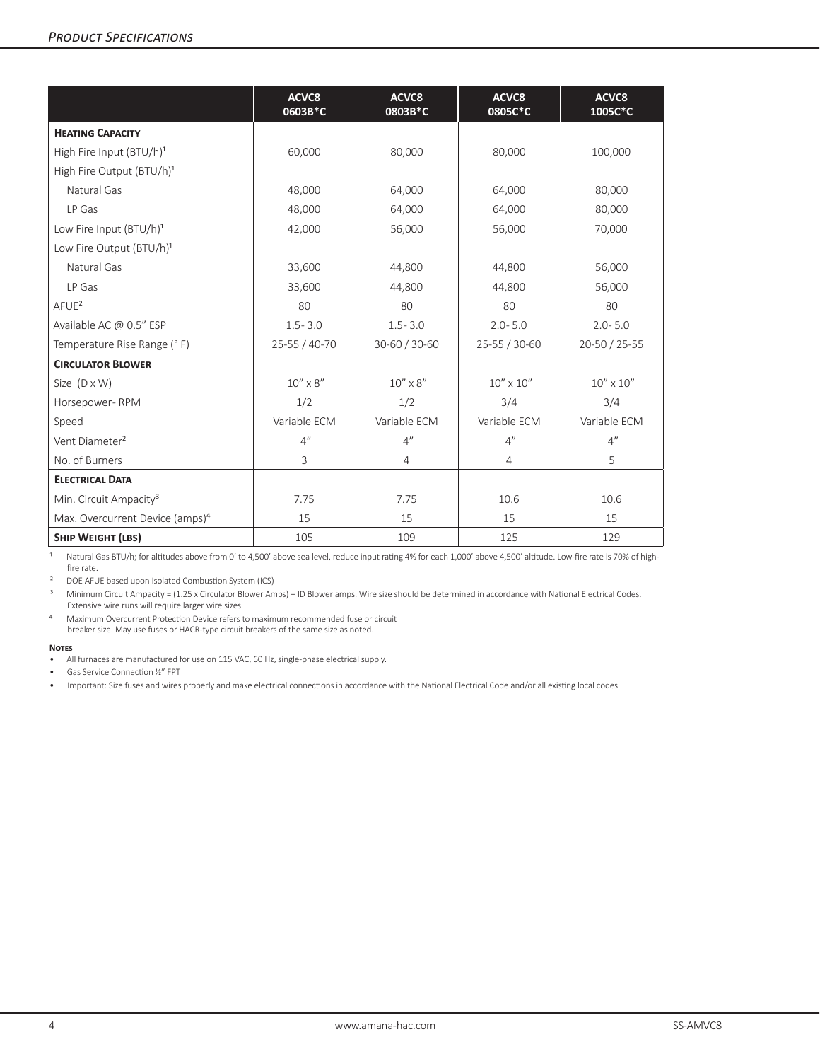## Product Specifications

| | ACVC8 0603B*C | ACVC8 0803B*C | ACVC8 0805C*C | ACVC8 1005C*C |
|---|---|---|---|---|
| **Heating Capacity** | | | | |
| High Fire Input (BTU/h)[1] | 60,000 | 80,000 | 80,000 | 100,000 |
| High Fire Output (BTU/h)[1] | | | | |
| Natural Gas | 48,000 | 64,000 | 64,000 | 80,000 |
| LP Gas | 48,000 | 64,000 | 64,000 | 80,000 |
| Low Fire Input (BTU/h)[1] | 42,000 | 56,000 | 56,000 | 70,000 |
| Low Fire Output (BTU/h)[1] | | | | |
| Natural Gas | 33,600 | 44,800 | 44,800 | 56,000 |
| LP Gas | 33,600 | 44,800 | 44,800 | 56,000 |
| AFUE[2] | 80 | 80 | 80 | 80 |
| Available AC @ 0.5" ESP | 1.5- 3.0 | 1.5- 3.0 | 2.0- 5.0 | 2.0- 5.0 |
| Temperature Rise Range (° F) | 25-55 / 40-70 | 30-60 / 30-60 | 25-55 / 30-60 | 20-50 / 25-55 |
| **Circulator Blower** | | | | |
| Size (D x W) | 10" x 8" | 10" x 8" | 10" x 10" | 10" x 10" |
| Horsepower- RPM | 1/2 | 1/2 | 3/4 | 3/4 |
| Speed | Variable ECM | Variable ECM | Variable ECM | Variable ECM |
| Vent Diameter[2] | 4" | 4" | 4" | 4" |
| No. of Burners | 3 | 4 | 4 | 5 |
| **Electrical Data** | | | | |
| Min. Circuit Ampacity[3] | 7.75 | 7.75 | 10.6 | 10.6 |
| Max. Overcurrent Device (amps)[4] | 15 | 15 | 15 | 15 |
| **Ship Weight (lbs)** | 105 | 109 | 125 | 129 |

[1] Natural Gas BTU/h; for altitudes above from 0' to 4,500' above sea level, reduce input rating 4% for each 1,000' above 4,500' altitude. Low-fire rate is 70% of high-fire rate.

[2] DOE AFUE based upon Isolated Combustion System (ICS)

[3] Minimum Circuit Ampacity = (1.25 x Circulator Blower Amps) + ID Blower amps. Wire size should be determined in accordance with National Electrical Codes. Extensive wire runs will require larger wire sizes.

[4] Maximum Overcurrent Protection Device refers to maximum recommended fuse or circuit breaker size. May use fuses or HACR-type circuit breakers of the same size as noted.

**Notes**

- All furnaces are manufactured for use on 115 VAC, 60 Hz, single-phase electrical supply.
- Gas Service Connection ½" FPT
- Important: Size fuses and wires properly and make electrical connections in accordance with the National Electrical Code and/or all existing local codes.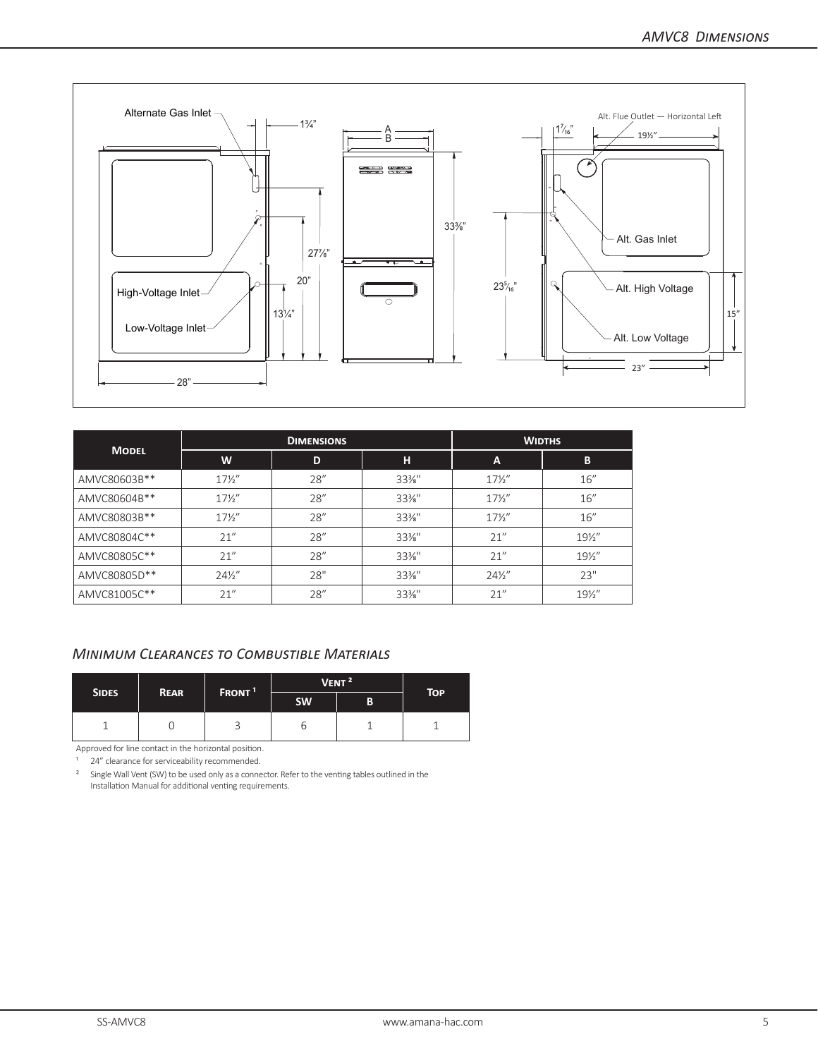| Model | Dimensions | | | Widths | |
|---|---|---|---|---|---|
| | W | D | H | A | B |
| AMVC80603B** | 17½" | 28" | 33⅜" | 17½" | 16" |
| AMVC80604B** | 17½" | 28" | 33⅜" | 17½" | 16" |
| AMVC80803B** | 17½" | 28" | 33⅜" | 17½" | 16" |
| AMVC80804C** | 21" | 28" | 33⅜" | 21" | 19½" |
| AMVC80805C** | 21" | 28" | 33⅜" | 21" | 19½" |
| AMVC80805D** | 24½" | 28" | 33⅜" | 24½" | 23" |
| AMVC81005C** | 21" | 28" | 33⅜" | 21" | 19½" |

## *Minimum Clearances to Combustible Materials*

| Sides | Rear | Front [1] | Vent [2] | | Top |
|---|---|---|---|---|---|
| | | | SW | B | |
| 1 | 0 | 3 | 6 | 1 | 1 |

Approved for line contact in the horizontal position.

[1] 24" clearance for serviceability recommended.

[2] Single Wall Vent (SW) to be used only as a connector. Refer to the venting tables outlined in the Installation Manual for additional venting requirements.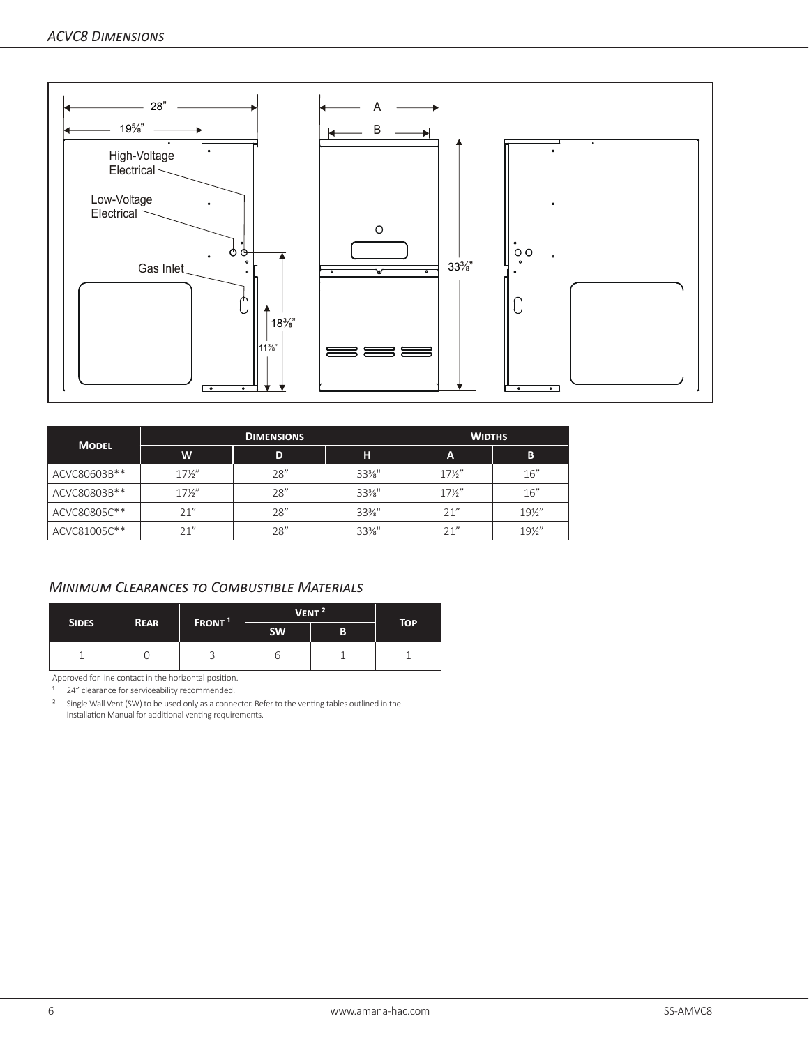## *ACVC8 Dimensions*

28"

19⅝"

High-Voltage Electrical

Low-Voltage Electrical

Gas Inlet

18⅜"

11⅜"

A

B

33⅜"

| Model | Dimensions | | | Widths | |
|---|---|---|---|---|---|
| | W | D | H | A | B |
| ACVC80603B** | 17½" | 28" | 33⅜" | 17½" | 16" |
| ACVC80803B** | 17½" | 28" | 33⅜" | 17½" | 16" |
| ACVC80805C** | 21" | 28" | 33⅜" | 21" | 19½" |
| ACVC81005C** | 21" | 28" | 33⅜" | 21" | 19½" |

## *Minimum Clearances to Combustible Materials*

| Sides | Rear | Front [1] | Vent [2] | | Top |
|---|---|---|---|---|---|
| | | | SW | B | |
| 1 | 0 | 3 | 6 | 1 | 1 |

Approved for line contact in the horizontal position.

[1] 24" clearance for serviceability recommended.

[2] Single Wall Vent (SW) to be used only as a connector. Refer to the venting tables outlined in the Installation Manual for additional venting requirements.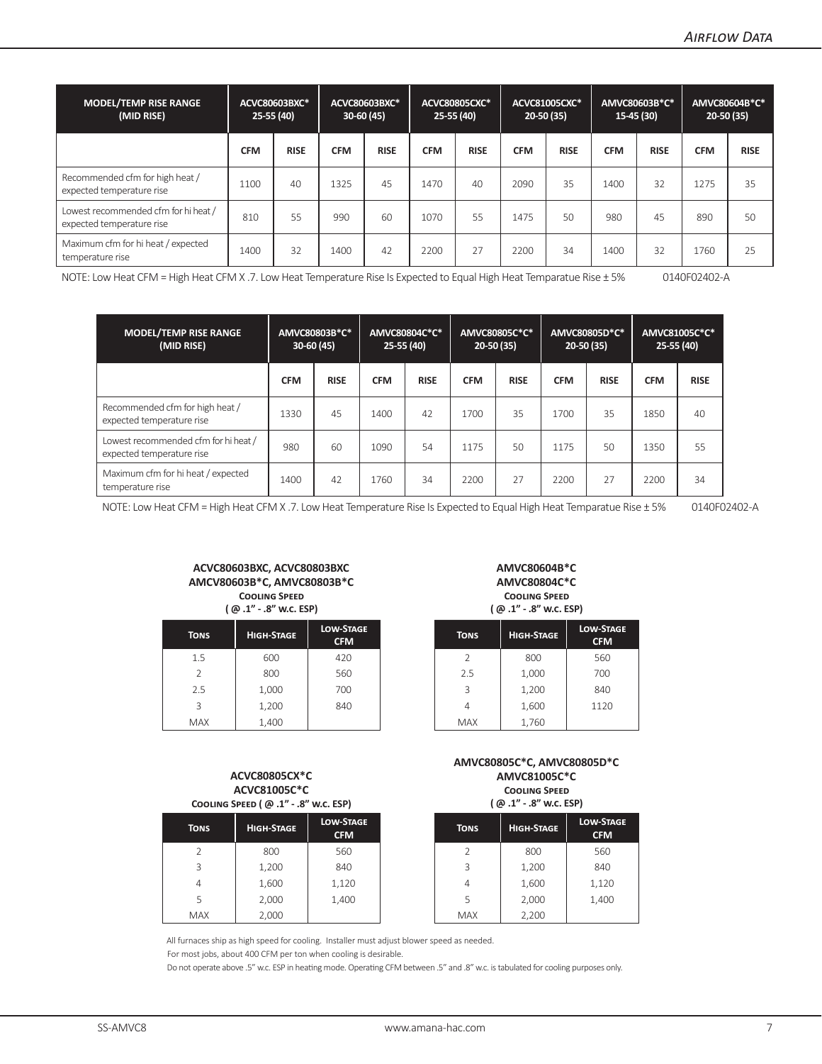| MODEL/TEMP RISE RANGE (MID RISE) | ACVC80603BXC* 25-55 (40) | | ACVC80603BXC* 30-60 (45) | | ACVC80805CXC* 25-55 (40) | | ACVC81005CXC* 20-50 (35) | | AMVC80603B*C* 15-45 (30) | | AMVC80604B*C* 20-50 (35) | |
|---|---|---|---|---|---|---|---|---|---|---|---|---|
| | CFM | RISE | CFM | RISE | CFM | RISE | CFM | RISE | CFM | RISE | CFM | RISE |
| Recommended cfm for high heat / expected temperature rise | 1100 | 40 | 1325 | 45 | 1470 | 40 | 2090 | 35 | 1400 | 32 | 1275 | 35 |
| Lowest recommended cfm for hi heat / expected temperature rise | 810 | 55 | 990 | 60 | 1070 | 55 | 1475 | 50 | 980 | 45 | 890 | 50 |
| Maximum cfm for hi heat / expected temperature rise | 1400 | 32 | 1400 | 42 | 2200 | 27 | 2200 | 34 | 1400 | 32 | 1760 | 25 |

NOTE: Low Heat CFM = High Heat CFM X .7. Low Heat Temperature Rise Is Expected to Equal High Heat Temparatue Rise ± 5% 0140F02402-A

| MODEL/TEMP RISE RANGE (MID RISE) | AMVC80803B*C* 30-60 (45) | | AMVC80804C*C* 25-55 (40) | | AMVC80805C*C* 20-50 (35) | | AMVC80805D*C* 20-50 (35) | | AMVC81005C*C* 25-55 (40) | |
|---|---|---|---|---|---|---|---|---|---|---|
| | CFM | RISE | CFM | RISE | CFM | RISE | CFM | RISE | CFM | RISE |
| Recommended cfm for high heat / expected temperature rise | 1330 | 45 | 1400 | 42 | 1700 | 35 | 1700 | 35 | 1850 | 40 |
| Lowest recommended cfm for hi heat / expected temperature rise | 980 | 60 | 1090 | 54 | 1175 | 50 | 1175 | 50 | 1350 | 55 |
| Maximum cfm for hi heat / expected temperature rise | 1400 | 42 | 1760 | 34 | 2200 | 27 | 2200 | 27 | 2200 | 34 |

NOTE: Low Heat CFM = High Heat CFM X .7. Low Heat Temperature Rise Is Expected to Equal High Heat Temparatue Rise ± 5% 0140F02402-A

**ACVC80603BXC, ACVC80803BXC**
**AMCV80603B*C, AMVC80803B*C**
**Cooling Speed**
**( @ .1" - .8" w.c. ESP)**

| Tons | High-Stage | Low-Stage CFM |
|---|---|---|
| 1.5 | 600 | 420 |
| 2 | 800 | 560 |
| 2.5 | 1,000 | 700 |
| 3 | 1,200 | 840 |
| MAX | 1,400 | |

**AMVC80604B*C**
**AMVC80804C*C**
**Cooling Speed**
**( @ .1" - .8" w.c. ESP)**

| Tons | High-Stage | Low-Stage CFM |
|---|---|---|
| 2 | 800 | 560 |
| 2.5 | 1,000 | 700 |
| 3 | 1,200 | 840 |
| 4 | 1,600 | 1120 |
| MAX | 1,760 | |

**ACVC80805CX*C**
**ACVC81005C*C**
**Cooling Speed ( @ .1" - .8" w.c. ESP)**

| Tons | High-Stage | Low-Stage CFM |
|---|---|---|
| 2 | 800 | 560 |
| 3 | 1,200 | 840 |
| 4 | 1,600 | 1,120 |
| 5 | 2,000 | 1,400 |
| MAX | 2,000 | |

**AMVC80805C*C, AMVC80805D*C**
**AMVC81005C*C**
**Cooling Speed**
**( @ .1" - .8" w.c. ESP)**

| Tons | High-Stage | Low-Stage CFM |
|---|---|---|
| 2 | 800 | 560 |
| 3 | 1,200 | 840 |
| 4 | 1,600 | 1,120 |
| 5 | 2,000 | 1,400 |
| MAX | 2,200 | |

All furnaces ship as high speed for cooling. Installer must adjust blower speed as needed.

For most jobs, about 400 CFM per ton when cooling is desirable.

Do not operate above .5" w.c. ESP in heating mode. Operating CFM between .5" and .8" w.c. is tabulated for cooling purposes only.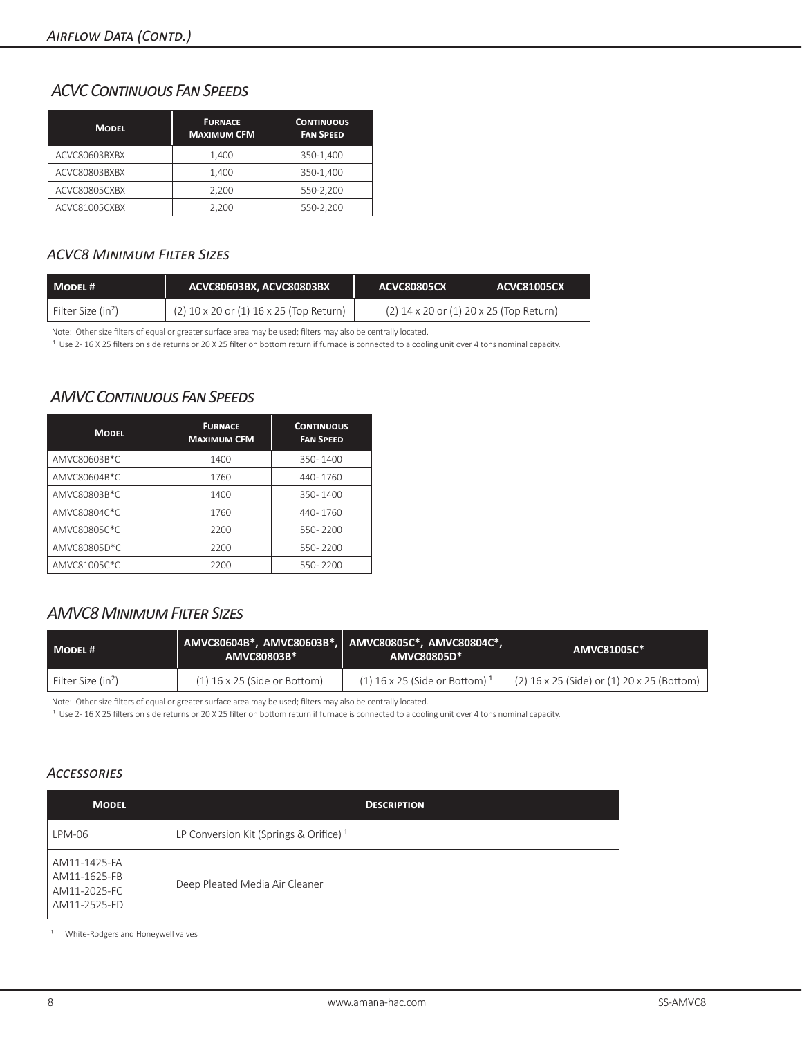## Airflow Data (Contd.)

### ACVC Continuous Fan Speeds

| Model | Furnace Maximum CFM | Continuous Fan Speed |
|---|---|---|
| ACVC80603BXBX | 1,400 | 350-1,400 |
| ACVC80803BXBX | 1,400 | 350-1,400 |
| ACVC80805CXBX | 2,200 | 550-2,200 |
| ACVC81005CXBX | 2,200 | 550-2,200 |

### ACVC8 Minimum Filter Sizes

| Model # | ACVC80603BX, ACVC80803BX | ACVC80805CX | ACVC81005CX |
|---|---|---|---|
| Filter Size ($in^2$) | (2) 10 x 20 or (1) 16 x 25 (Top Return) | (2) 14 x 20 or (1) 20 x 25 (Top Return) | |

Note: Other size filters of equal or greater surface area may be used; filters may also be centrally located.

[1] Use 2- 16 X 25 filters on side returns or 20 X 25 filter on bottom return if furnace is connected to a cooling unit over 4 tons nominal capacity.

### AMVC Continuous Fan Speeds

| Model | Furnace Maximum CFM | Continuous Fan Speed |
|---|---|---|
| AMVC80603B*C | 1400 | 350- 1400 |
| AMVC80604B*C | 1760 | 440- 1760 |
| AMVC80803B*C | 1400 | 350- 1400 |
| AMVC80804C*C | 1760 | 440- 1760 |
| AMVC80805C*C | 2200 | 550- 2200 |
| AMVC80805D*C | 2200 | 550- 2200 |
| AMVC81005C*C | 2200 | 550- 2200 |

### AMVC8 Minimum Filter Sizes

| Model # | AMVC80604B*, AMVC80603B*, AMVC80803B* | AMVC80805C*, AMVC80804C*, AMVC80805D* | AMVC81005C* |
|---|---|---|---|
| Filter Size ($in^2$) | (1) 16 x 25 (Side or Bottom) | (1) 16 x 25 (Side or Bottom) [1] | (2) 16 x 25 (Side) or (1) 20 x 25 (Bottom) |

Note: Other size filters of equal or greater surface area may be used; filters may also be centrally located.

[1] Use 2- 16 X 25 filters on side returns or 20 X 25 filter on bottom return if furnace is connected to a cooling unit over 4 tons nominal capacity.

### Accessories

| Model | Description |
|---|---|
| LPM-06 | LP Conversion Kit (Springs & Orifice) [1] |
| AM11-1425-FA<br>AM11-1625-FB<br>AM11-2025-FC<br>AM11-2525-FD | Deep Pleated Media Air Cleaner |

[1] White-Rodgers and Honeywell valves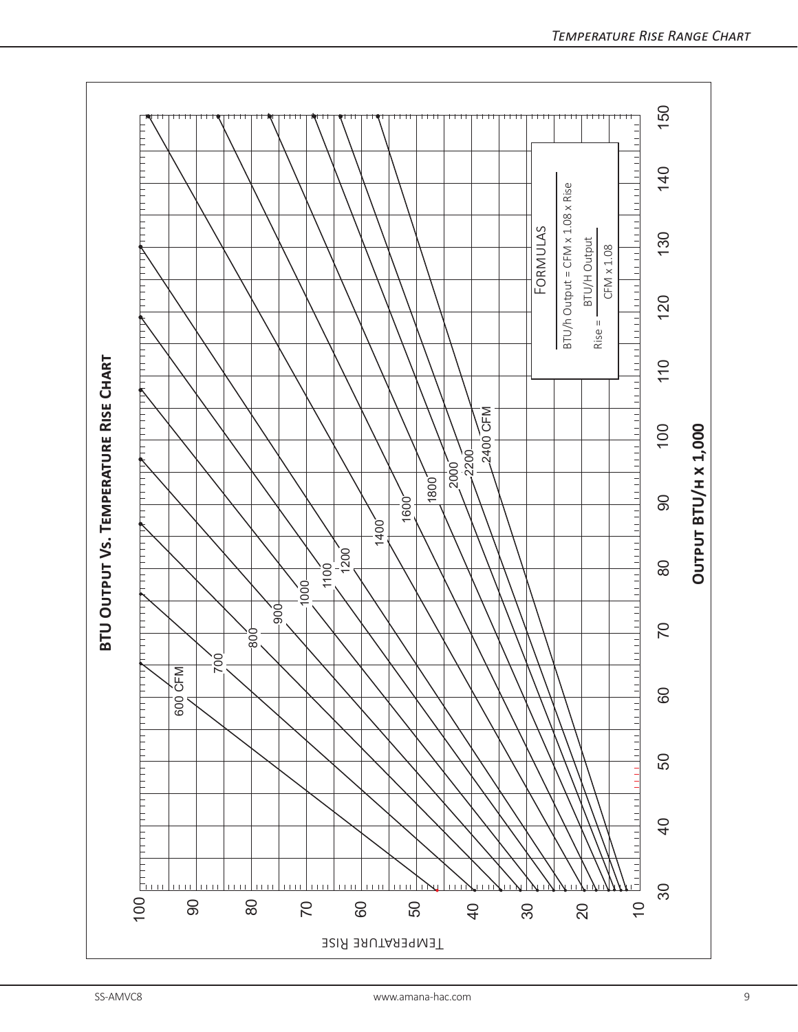## BTU Output Vs. Temperature Rise Chart

**Formulas**

$$\text{BTU/h Output} = \text{CFM} \times 1.08 \times \text{Rise}$$

$$\text{Rise} = \frac{\text{BTU/H Output}}{\text{CFM} \times 1.08}$$

Temperature Rise

Output BTU/h x 1,000

600 CFM, 700, 800, 900, 1000, 1100, 1200, 1400, 1600, 1800, 2000, 2200, 2400 CFM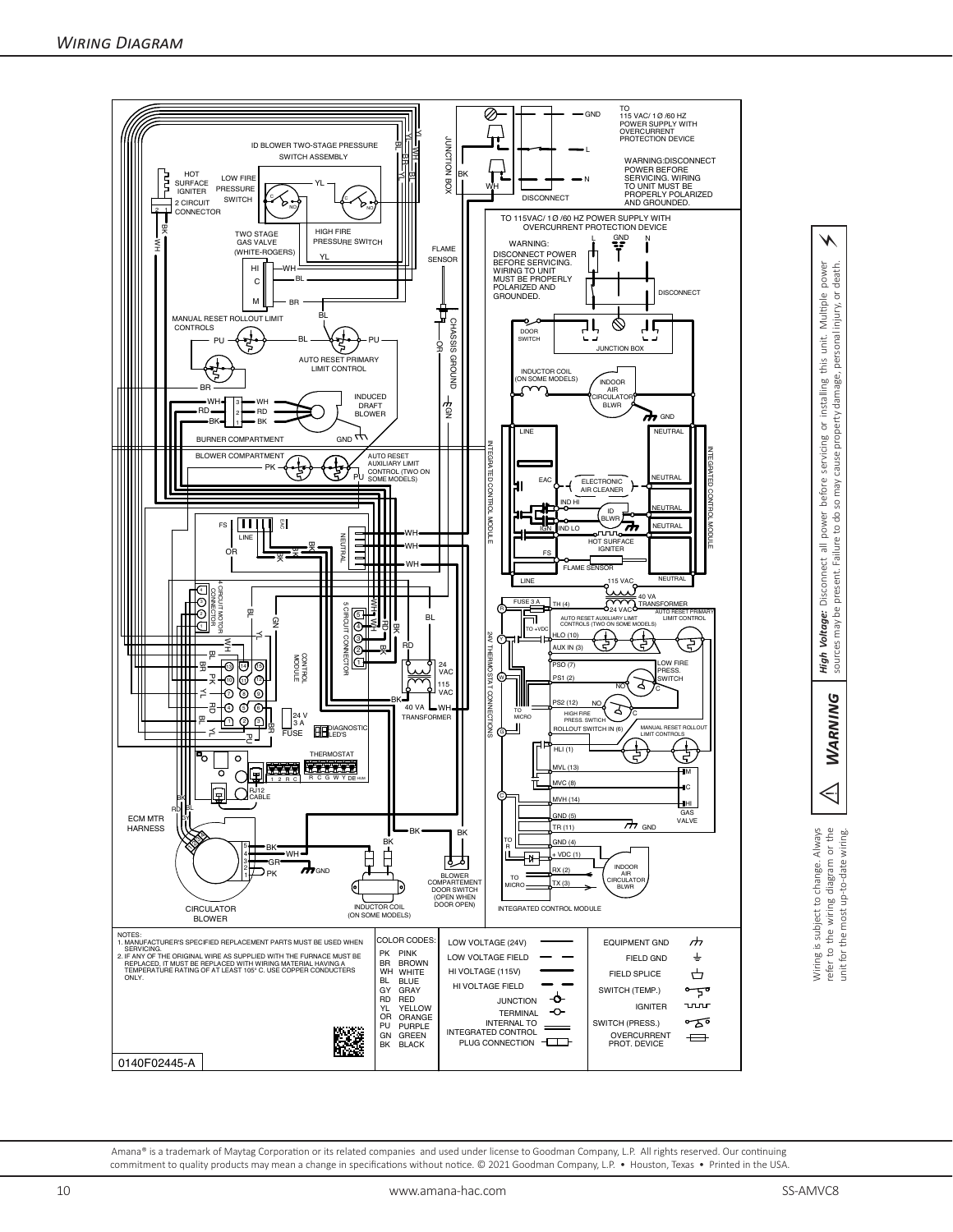## Wiring Diagram

NOTES:
1. MANUFACTURER'S SPECIFIED REPLACEMENT PARTS MUST BE USED WHEN SERVICING.
2. IF ANY OF THE ORIGINAL WIRE AS SUPPLIED WITH THE FURNACE MUST BE REPLACED, IT MUST BE REPLACED WITH WIRING MATERIAL HAVING A TEMPERATURE RATING OF AT LEAST 105° C. USE COPPER CONDUCTORS ONLY.

COLOR CODES:
- PK PINK
- BR BROWN
- WH WHITE
- BL BLUE
- GY GRAY
- RD RED
- YL YELLOW
- OR ORANGE
- PU PURPLE
- GN GREEN
- BK BLACK

LOW VOLTAGE (24V)
LOW VOLTAGE FIELD
HI VOLTAGE (115V)
HI VOLTAGE FIELD
JUNCTION
TERMINAL
INTERNAL TO INTEGRATED CONTROL
PLUG CONNECTION

EQUIPMENT GND
FIELD GND
FIELD SPLICE
SWITCH (TEMP.)
IGNITER
SWITCH (PRESS.)
OVERCURRENT PROT. DEVICE

0140F02445-A

⚠ **WARNING**

***High Voltage:*** Disconnect all power before servicing or installing this unit. Multiple power sources may be present. Failure to do so may cause property damage, personal injury, or death.

Wiring is subject to change. Always refer to the wiring diagram or the unit for the most up-to-date wiring.

Amana® is a trademark of Maytag Corporation or its related companies and used under license to Goodman Company, L.P. All rights reserved. Our continuing commitment to quality products may mean a change in specifications without notice. © 2021 Goodman Company, L.P. • Houston, Texas • Printed in the USA.

www.amana-hac.com SS-AMVC8